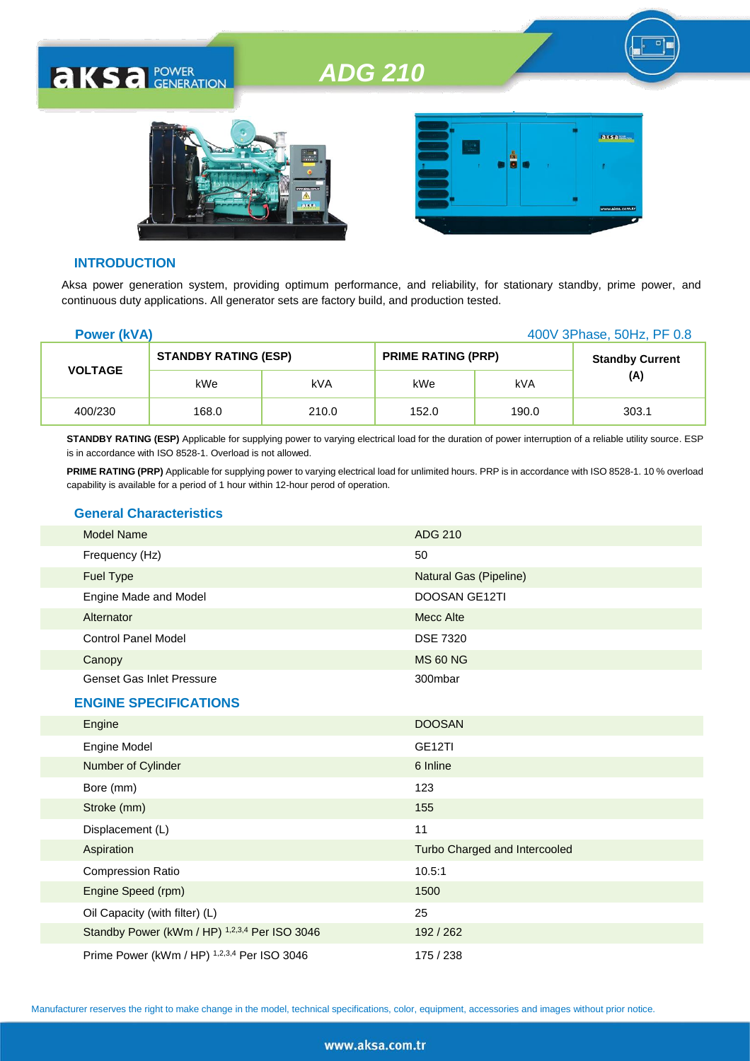# ADG 210

## INTRODUCTION

Aksa power generation system, providing optimum performance, and reliability, for stationary standby, prime power, and continuous duty applications. All generator sets are factory build, and production tested.

**Power (kVA)** 400V 3Phase, 50Hz, PF 0.8

| VOLTAGE | STANDBY RATING (ESP) | | PRIME RATING (PRP) | | Standby Current (A) |
|---|---|---|---|---|---|
| | kWe | kVA | kWe | kVA | |
| 400/230 | 168.0 | 210.0 | 152.0 | 190.0 | 303.1 |

**STANDBY RATING (ESP)** Applicable for supplying power to varying electrical load for the duration of power interruption of a reliable utility source. ESP is in accordance with ISO 8528-1. Overload is not allowed.

**PRIME RATING (PRP)** Applicable for supplying power to varying electrical load for unlimited hours. PRP is in accordance with ISO 8528-1. 10 % overload capability is available for a period of 1 hour within 12-hour perod of operation.

## General Characteristics

| | |
|---|---|
| Model Name | ADG 210 |
| Frequency (Hz) | 50 |
| Fuel Type | Natural Gas (Pipeline) |
| Engine Made and Model | DOOSAN GE12TI |
| Alternator | Mecc Alte |
| Control Panel Model | DSE 7320 |
| Canopy | MS 60 NG |
| Genset Gas Inlet Pressure | 300mbar |

## ENGINE SPECIFICATIONS

| | |
|---|---|
| Engine | DOOSAN |
| Engine Model | GE12TI |
| Number of Cylinder | 6 Inline |
| Bore (mm) | 123 |
| Stroke (mm) | 155 |
| Displacement (L) | 11 |
| Aspiration | Turbo Charged and Intercooled |
| Compression Ratio | 10.5:1 |
| Engine Speed (rpm) | 1500 |
| Oil Capacity (with filter) (L) | 25 |
| Standby Power (kWm / HP) [1,2,3,4] Per ISO 3046 | 192 / 262 |
| Prime Power (kWm / HP) [1,2,3,4] Per ISO 3046 | 175 / 238 |

Manufacturer reserves the right to make change in the model, technical specifications, color, equipment, accessories and images without prior notice.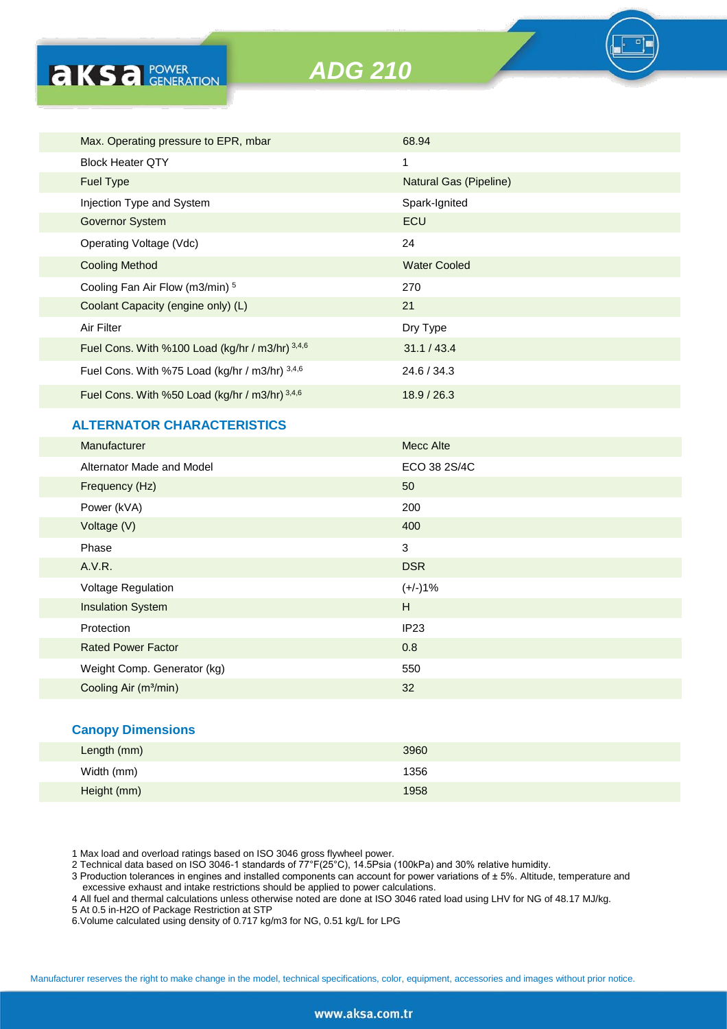# ADG 210

| | |
|---|---|
| Max. Operating pressure to EPR, mbar | 68.94 |
| Block Heater QTY | 1 |
| Fuel Type | Natural Gas (Pipeline) |
| Injection Type and System | Spark-Ignited |
| Governor System | ECU |
| Operating Voltage (Vdc) | 24 |
| Cooling Method | Water Cooled |
| Cooling Fan Air Flow (m3/min) [5] | 270 |
| Coolant Capacity (engine only) (L) | 21 |
| Air Filter | Dry Type |
| Fuel Cons. With %100 Load (kg/hr / m3/hr) [3,4,6] | 31.1 / 43.4 |
| Fuel Cons. With %75 Load (kg/hr / m3/hr) [3,4,6] | 24.6 / 34.3 |
| Fuel Cons. With %50 Load (kg/hr / m3/hr) [3,4,6] | 18.9 / 26.3 |

## ALTERNATOR CHARACTERISTICS

| | |
|---|---|
| Manufacturer | Mecc Alte |
| Alternator Made and Model | ECO 38 2S/4C |
| Frequency (Hz) | 50 |
| Power (kVA) | 200 |
| Voltage (V) | 400 |
| Phase | 3 |
| A.V.R. | DSR |
| Voltage Regulation | (+/-)1% |
| Insulation System | H |
| Protection | IP23 |
| Rated Power Factor | 0.8 |
| Weight Comp. Generator (kg) | 550 |
| Cooling Air (m³/min) | 32 |

## Canopy Dimensions

| | |
|---|---|
| Length (mm) | 3960 |
| Width (mm) | 1356 |
| Height (mm) | 1958 |

1 Max load and overload ratings based on ISO 3046 gross flywheel power.
2 Technical data based on ISO 3046-1 standards of 77°F(25°C), 14.5Psia (100kPa) and 30% relative humidity.
3 Production tolerances in engines and installed components can account for power variations of ± 5%. Altitude, temperature and excessive exhaust and intake restrictions should be applied to power calculations.
4 All fuel and thermal calculations unless otherwise noted are done at ISO 3046 rated load using LHV for NG of 48.17 MJ/kg.
5 At 0.5 in-H2O of Package Restriction at STP
6.Volume calculated using density of 0.717 kg/m3 for NG, 0.51 kg/L for LPG

Manufacturer reserves the right to make change in the model, technical specifications, color, equipment, accessories and images without prior notice.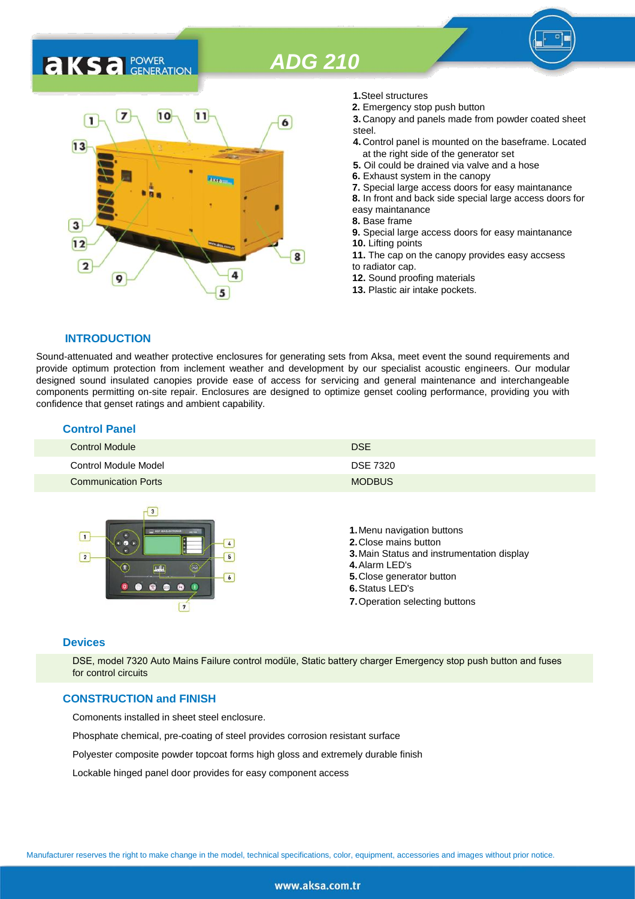# ADG 210

1. Steel structures
2. Emergency stop push button
3. Canopy and panels made from powder coated sheet steel.
4. Control panel is mounted on the baseframe. Located at the right side of the generator set
5. Oil could be drained via valve and a hose
6. Exhaust system in the canopy
7. Special large access doors for easy maintanance
8. In front and back side special large access doors for easy maintanance
8. Base frame
9. Special large access doors for easy maintanance
10. Lifting points
11. The cap on the canopy provides easy accsess to radiator cap.
12. Sound proofing materials
13. Plastic air intake pockets.

## INTRODUCTION

Sound-attenuated and weather protective enclosures for generating sets from Aksa, meet event the sound requirements and provide optimum protection from inclement weather and development by our specialist acoustic engineers. Our modular designed sound insulated canopies provide ease of access for servicing and general maintenance and interchangeable components permitting on-site repair. Enclosures are designed to optimize genset cooling performance, providing you with confidence that genset ratings and ambient capability.

## Control Panel

| | |
|---|---|
| Control Module | DSE |
| Control Module Model | DSE 7320 |
| Communication Ports | MODBUS |

1. Menu navigation buttons
2. Close mains button
3. Main Status and instrumentation display
4. Alarm LED's
5. Close generator button
6. Status LED's
7. Operation selecting buttons

## Devices

DSE, model 7320 Auto Mains Failure control modüle, Static battery charger Emergency stop push button and fuses for control circuits

## CONSTRUCTION and FINISH

Comonents installed in sheet steel enclosure.

Phosphate chemical, pre-coating of steel provides corrosion resistant surface

Polyester composite powder topcoat forms high gloss and extremely durable finish

Lockable hinged panel door provides for easy component access

Manufacturer reserves the right to make change in the model, technical specifications, color, equipment, accessories and images without prior notice.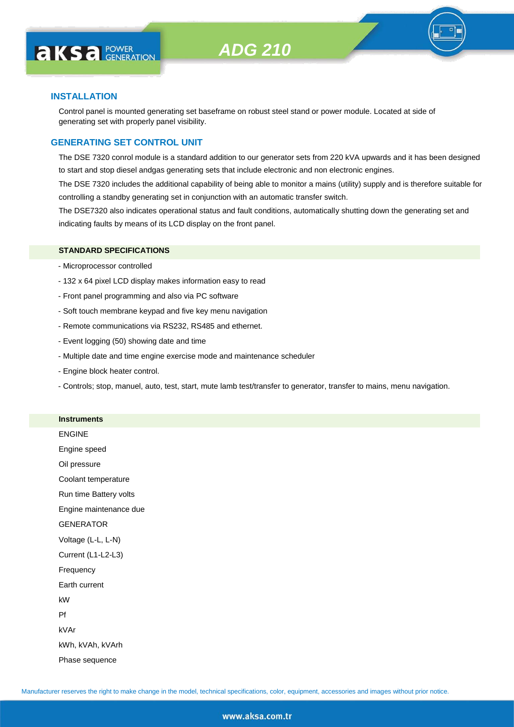## INSTALLATION

Control panel is mounted generating set baseframe on robust steel stand or power module. Located at side of generating set with properly panel visibility.

## GENERATING SET CONTROL UNIT

The DSE 7320 conrol module is a standard addition to our generator sets from 220 kVA upwards and it has been designed to start and stop diesel andgas generating sets that include electronic and non electronic engines.

The DSE 7320 includes the additional capability of being able to monitor a mains (utility) supply and is therefore suitable for controlling a standby generating set in conjunction with an automatic transfer switch.

The DSE7320 also indicates operational status and fault conditions, automatically shutting down the generating set and indicating faults by means of its LCD display on the front panel.

**STANDARD SPECIFICATIONS**

- Microprocessor controlled
- 132 x 64 pixel LCD display makes information easy to read
- Front panel programming and also via PC software
- Soft touch membrane keypad and five key menu navigation
- Remote communications via RS232, RS485 and ethernet.
- Event logging (50) showing date and time
- Multiple date and time engine exercise mode and maintenance scheduler
- Engine block heater control.
- Controls; stop, manuel, auto, test, start, mute lamb test/transfer to generator, transfer to mains, menu navigation.

**Instruments**

ENGINE

Engine speed

Oil pressure

Coolant temperature

Run time Battery volts

Engine maintenance due

GENERATOR

Voltage (L-L, L-N)

Current (L1-L2-L3)

Frequency

Earth current

kW

Pf

kVAr

kWh, kVAh, kVArh

Phase sequence

Manufacturer reserves the right to make change in the model, technical specifications, color, equipment, accessories and images without prior notice.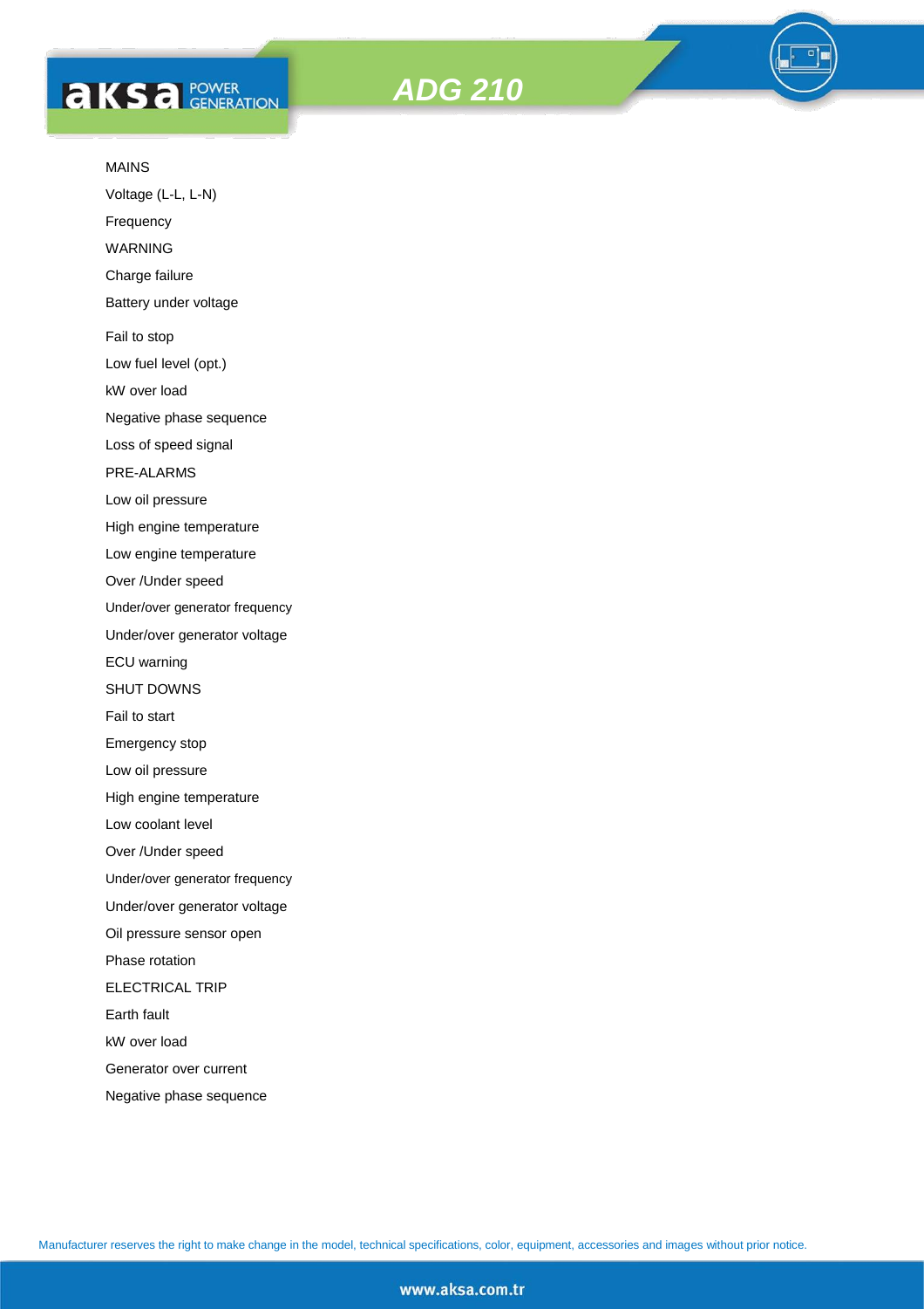# ADG 210

MAINS

Voltage (L-L, L-N)

Frequency

WARNING

Charge failure

Battery under voltage

Fail to stop

Low fuel level (opt.)

kW over load

Negative phase sequence

Loss of speed signal

PRE-ALARMS

Low oil pressure

High engine temperature

Low engine temperature

Over /Under speed

Under/over generator frequency

Under/over generator voltage

ECU warning

SHUT DOWNS

Fail to start

Emergency stop

Low oil pressure

High engine temperature

Low coolant level

Over /Under speed

Under/over generator frequency

Under/over generator voltage

Oil pressure sensor open

Phase rotation

ELECTRICAL TRIP

Earth fault

kW over load

Generator over current

Negative phase sequence

Manufacturer reserves the right to make change in the model, technical specifications, color, equipment, accessories and images without prior notice.

www.aksa.com.tr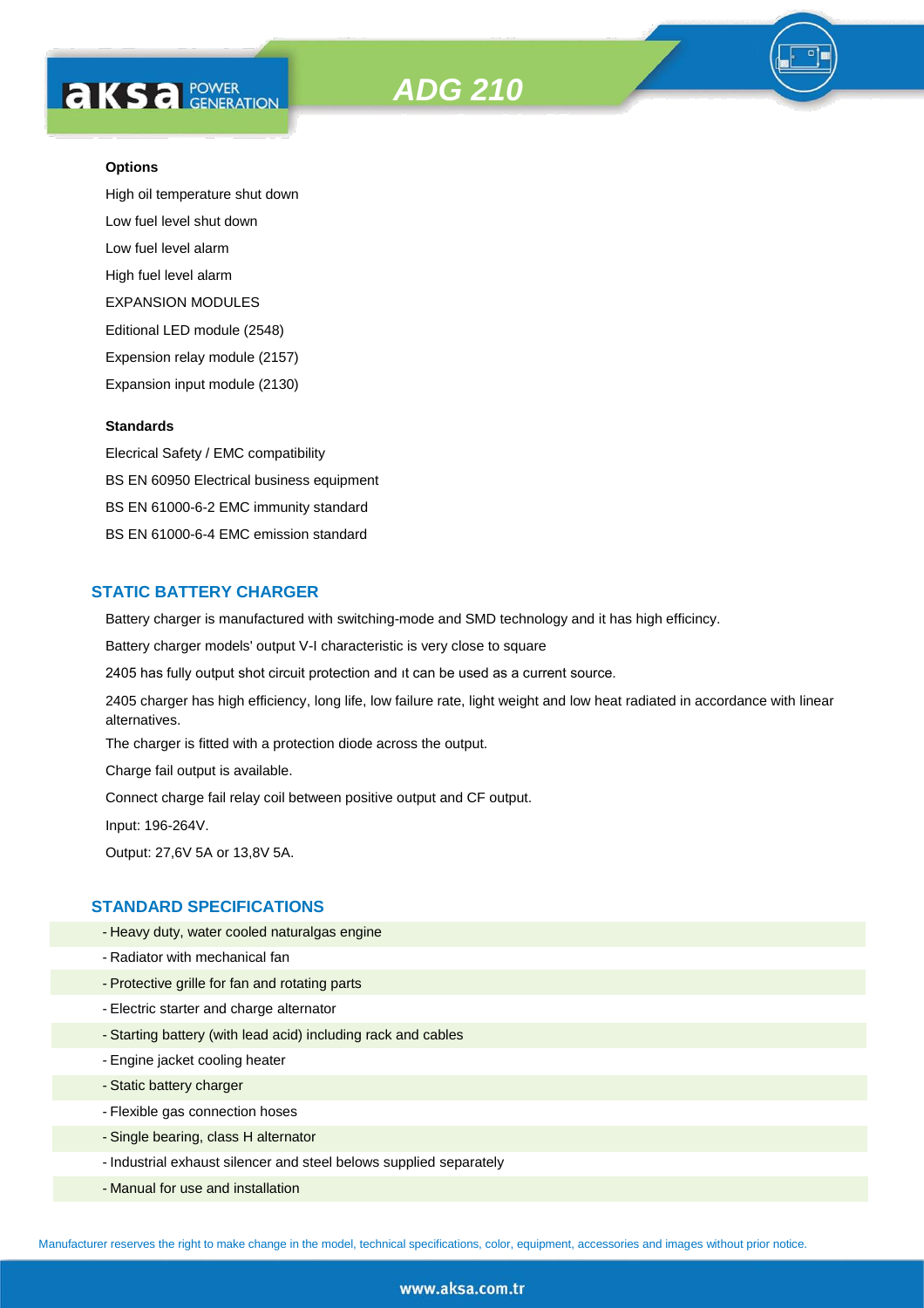**Options**

High oil temperature shut down

Low fuel level shut down

Low fuel level alarm

High fuel level alarm

EXPANSION MODULES

Editional LED module (2548)

Expension relay module (2157)

Expansion input module (2130)

**Standards**

Elecrical Safety / EMC compatibility

BS EN 60950 Electrical business equipment

BS EN 61000-6-2 EMC immunity standard

BS EN 61000-6-4 EMC emission standard

## STATIC BATTERY CHARGER

Battery charger is manufactured with switching-mode and SMD technology and it has high efficincy.

Battery charger models' output V-I characteristic is very close to square

2405 has fully output shot circuit protection and ıt can be used as a current source.

2405 charger has high efficiency, long life, low failure rate, light weight and low heat radiated in accordance with linear alternatives.

The charger is fitted with a protection diode across the output.

Charge fail output is available.

Connect charge fail relay coil between positive output and CF output.

Input: 196-264V.

Output: 27,6V 5A or 13,8V 5A.

## STANDARD SPECIFICATIONS

- Heavy duty, water cooled naturalgas engine
- Radiator with mechanical fan
- Protective grille for fan and rotating parts
- Electric starter and charge alternator
- Starting battery (with lead acid) including rack and cables
- Engine jacket cooling heater
- Static battery charger
- Flexible gas connection hoses
- Single bearing, class H alternator
- Industrial exhaust silencer and steel belows supplied separately
- Manual for use and installation

Manufacturer reserves the right to make change in the model, technical specifications, color, equipment, accessories and images without prior notice.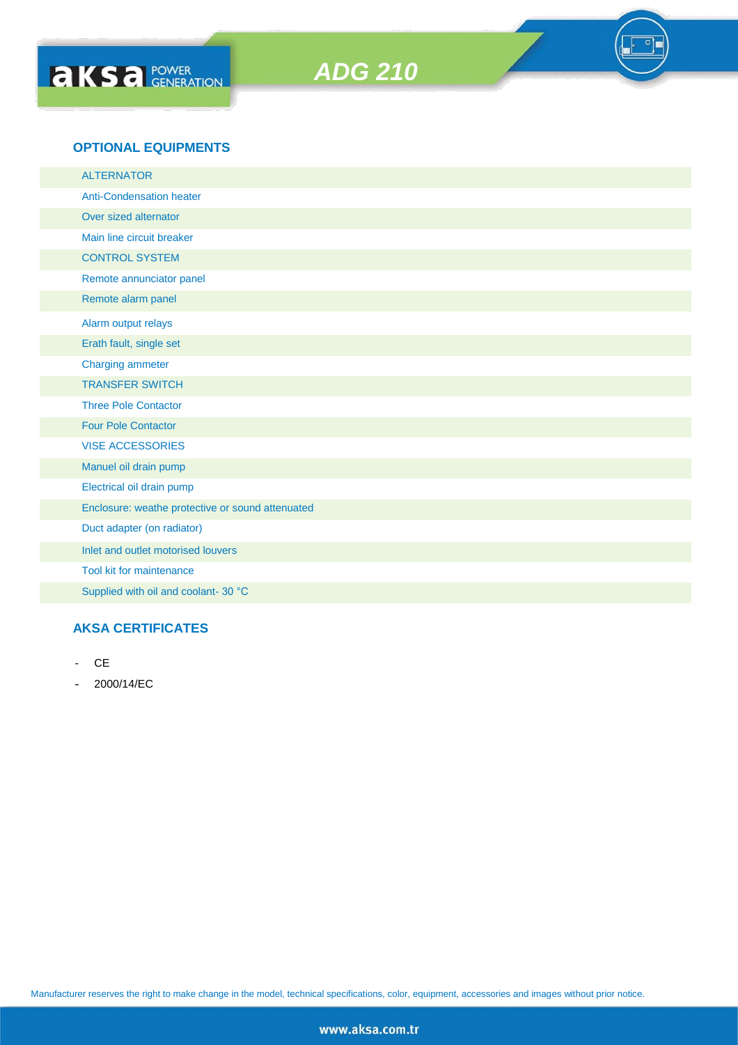# ADG 210

## OPTIONAL EQUIPMENTS

| |
|---|
| ALTERNATOR |
| Anti-Condensation heater |
| Over sized alternator |
| Main line circuit breaker |
| CONTROL SYSTEM |
| Remote annunciator panel |
| Remote alarm panel |
| Alarm output relays |
| Erath fault, single set |
| Charging ammeter |
| TRANSFER SWITCH |
| Three Pole Contactor |
| Four Pole Contactor |
| VISE ACCESSORIES |
| Manuel oil drain pump |
| Electrical oil drain pump |
| Enclosure: weathe protective or sound attenuated |
| Duct adapter (on radiator) |
| Inlet and outlet motorised louvers |
| Tool kit for maintenance |
| Supplied with oil and coolant- 30 °C |

## AKSA CERTIFICATES

- CE
- 2000/14/EC

Manufacturer reserves the right to make change in the model, technical specifications, color, equipment, accessories and images without prior notice.

www.aksa.com.tr